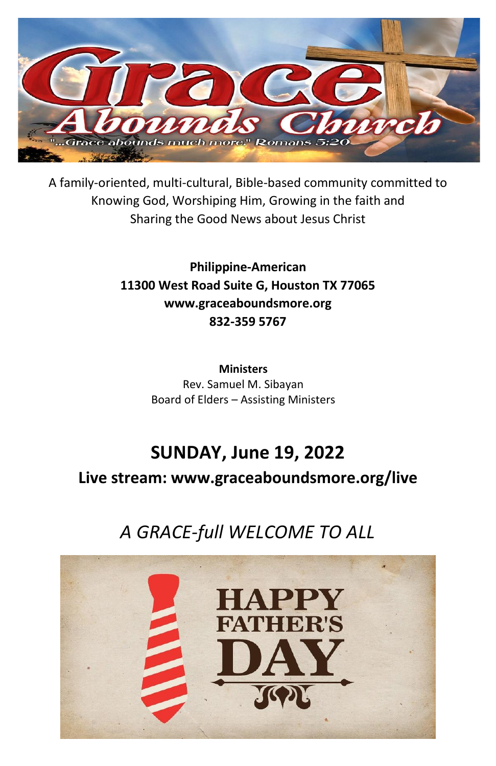# Grace Abounds Church

"...Grace abounds much more." Romans 5:20

A family-oriented, multi-cultural, Bible-based community committed to Knowing God, Worshiping Him, Growing in the faith and Sharing the Good News about Jesus Christ

**Philippine-American**
**11300 West Road Suite G, Houston TX 77065**
**www.graceaboundsmore.org**
**832-359 5767**

**Ministers**
Rev. Samuel M. Sibayan
Board of Elders – Assisting Ministers

## SUNDAY, June 19, 2022

### Live stream: www.graceaboundsmore.org/live

## *A GRACE-full WELCOME TO ALL*

HAPPY FATHER'S DAY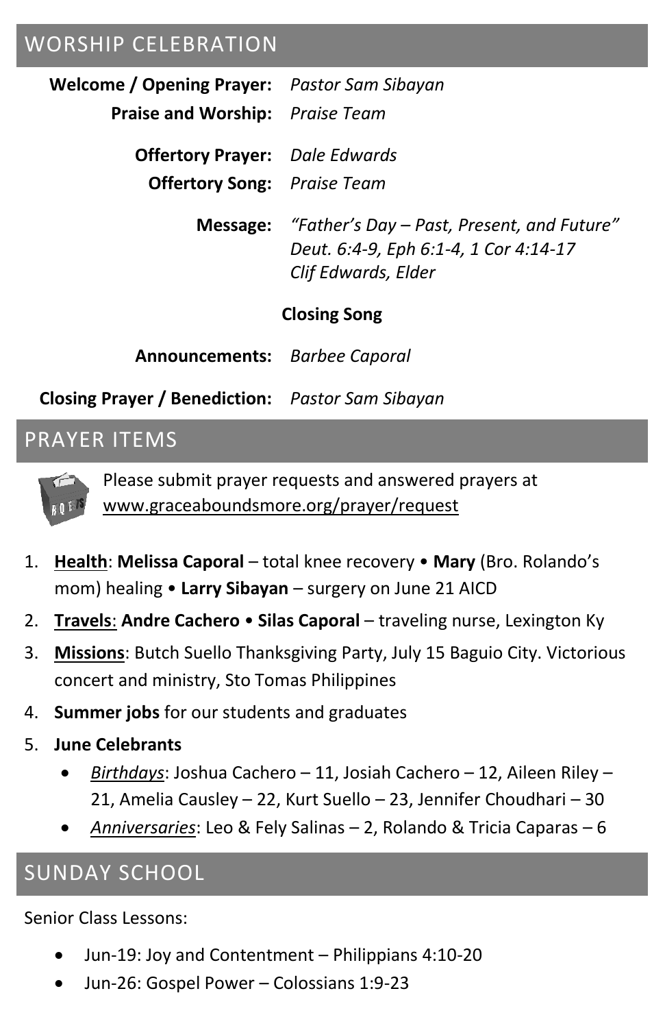## WORSHIP CELEBRATION

**Welcome / Opening Prayer:** *Pastor Sam Sibayan*

**Praise and Worship:** *Praise Team*

**Offertory Prayer:** *Dale Edwards*

**Offertory Song:** *Praise Team*

**Message:** *"Father's Day – Past, Present, and Future"*
*Deut. 6:4-9, Eph 6:1-4, 1 Cor 4:14-17*
*Clif Edwards, Elder*

**Closing Song**

**Announcements:** *Barbee Caporal*

**Closing Prayer / Benediction:** *Pastor Sam Sibayan*

## PRAYER ITEMS

Please submit prayer requests and answered prayers at www.graceaboundsmore.org/prayer/request

1. **Health**: **Melissa Caporal** – total knee recovery • **Mary** (Bro. Rolando's mom) healing • **Larry Sibayan** – surgery on June 21 AICD
2. **Travels**: **Andre Cachero** • **Silas Caporal** – traveling nurse, Lexington Ky
3. **Missions**: Butch Suello Thanksgiving Party, July 15 Baguio City. Victorious concert and ministry, Sto Tomas Philippines
4. **Summer jobs** for our students and graduates
5. **June Celebrants**
   - *Birthdays*: Joshua Cachero – 11, Josiah Cachero – 12, Aileen Riley – 21, Amelia Causley – 22, Kurt Suello – 23, Jennifer Choudhari – 30
   - *Anniversaries*: Leo & Fely Salinas – 2, Rolando & Tricia Caparas – 6

## SUNDAY SCHOOL

Senior Class Lessons:

- Jun-19: Joy and Contentment – Philippians 4:10-20
- Jun-26: Gospel Power – Colossians 1:9-23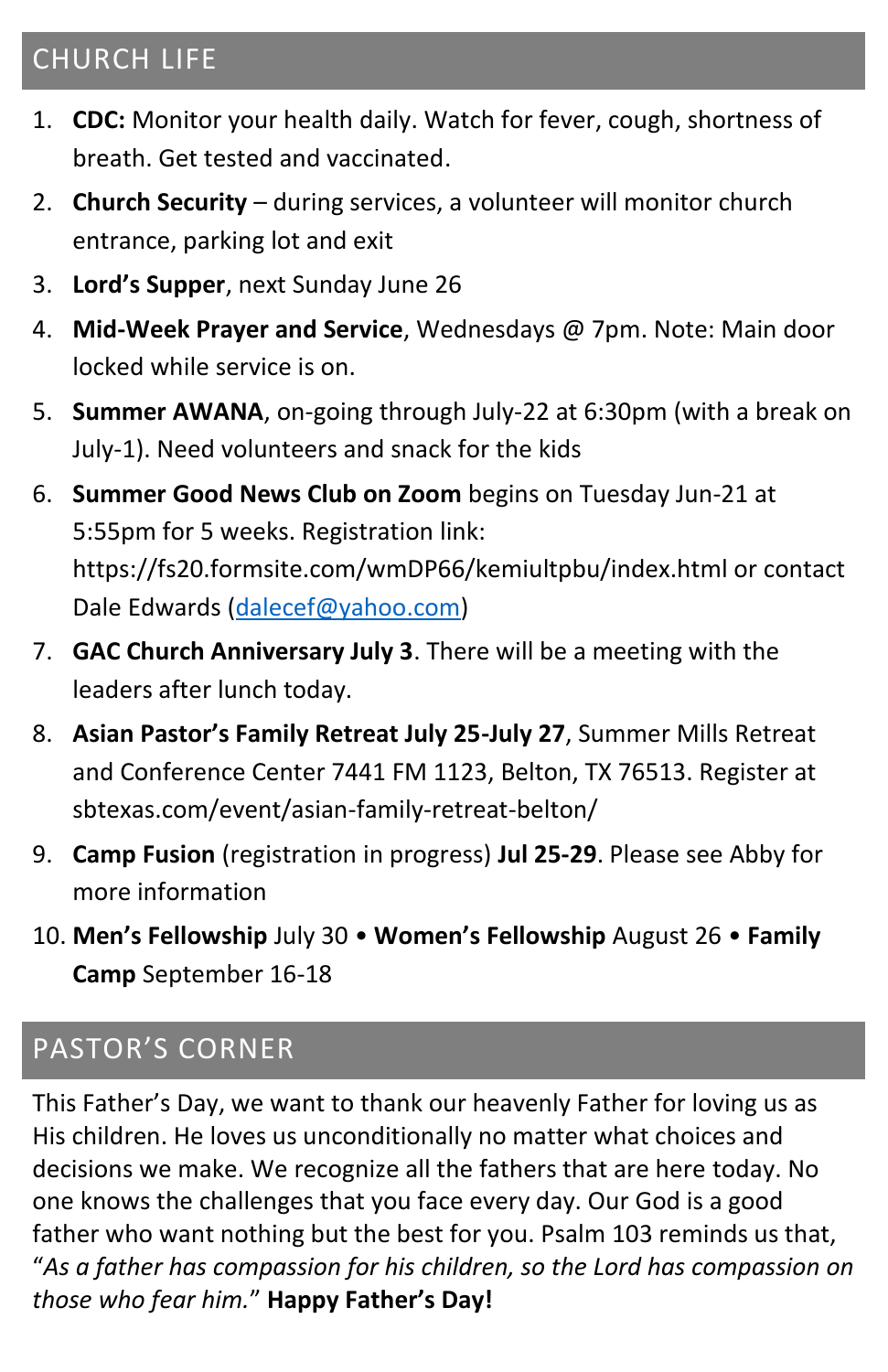## CHURCH LIFE

1. **CDC:** Monitor your health daily. Watch for fever, cough, shortness of breath. Get tested and vaccinated.
2. **Church Security** – during services, a volunteer will monitor church entrance, parking lot and exit
3. **Lord's Supper**, next Sunday June 26
4. **Mid-Week Prayer and Service**, Wednesdays @ 7pm. Note: Main door locked while service is on.
5. **Summer AWANA**, on-going through July-22 at 6:30pm (with a break on July-1). Need volunteers and snack for the kids
6. **Summer Good News Club on Zoom** begins on Tuesday Jun-21 at 5:55pm for 5 weeks. Registration link: https://fs20.formsite.com/wmDP66/kemiultpbu/index.html or contact Dale Edwards (dalecef@yahoo.com)
7. **GAC Church Anniversary July 3**. There will be a meeting with the leaders after lunch today.
8. **Asian Pastor's Family Retreat July 25-July 27**, Summer Mills Retreat and Conference Center 7441 FM 1123, Belton, TX 76513. Register at sbtexas.com/event/asian-family-retreat-belton/
9. **Camp Fusion** (registration in progress) **Jul 25-29**. Please see Abby for more information
10. **Men's Fellowship** July 30 • **Women's Fellowship** August 26 • **Family Camp** September 16-18

## PASTOR'S CORNER

This Father's Day, we want to thank our heavenly Father for loving us as His children. He loves us unconditionally no matter what choices and decisions we make. We recognize all the fathers that are here today. No one knows the challenges that you face every day. Our God is a good father who want nothing but the best for you. Psalm 103 reminds us that, "*As a father has compassion for his children, so the Lord has compassion on those who fear him.*" **Happy Father's Day!**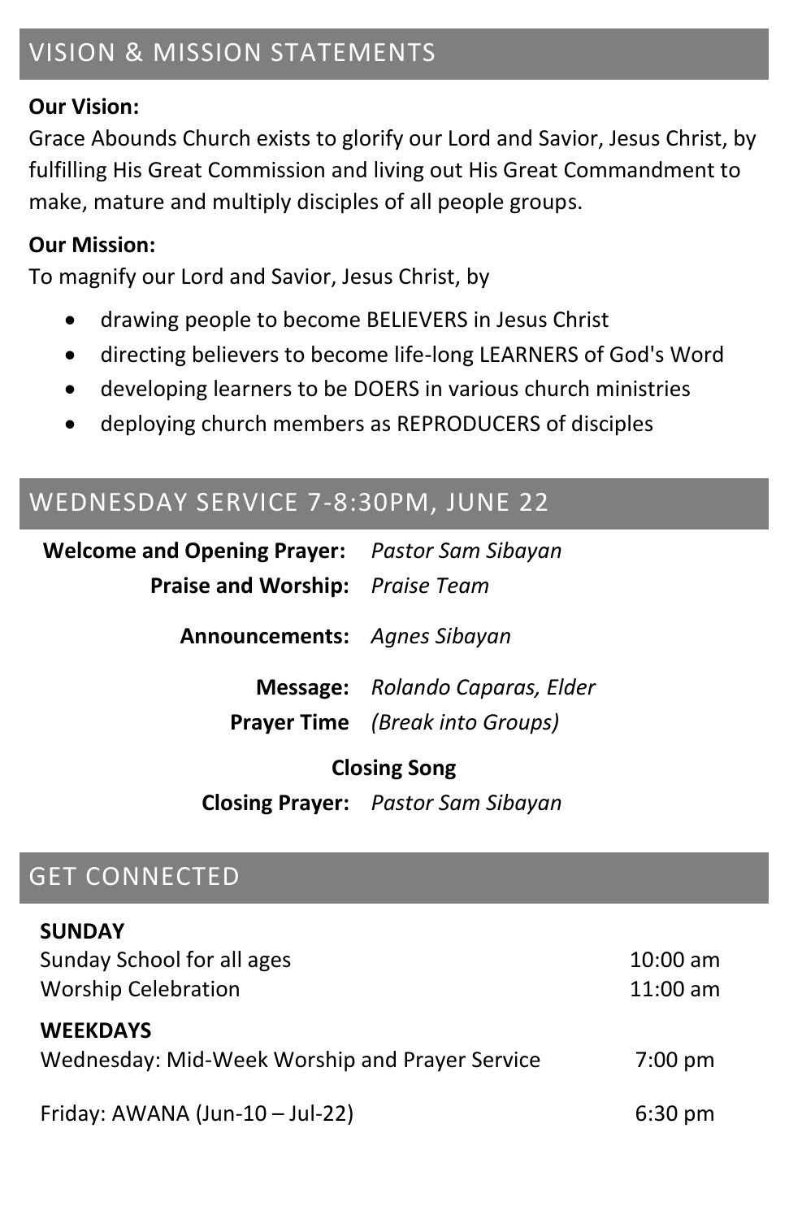## VISION & MISSION STATEMENTS

**Our Vision:**
Grace Abounds Church exists to glorify our Lord and Savior, Jesus Christ, by fulfilling His Great Commission and living out His Great Commandment to make, mature and multiply disciples of all people groups.

**Our Mission:**
To magnify our Lord and Savior, Jesus Christ, by

- drawing people to become BELIEVERS in Jesus Christ
- directing believers to become life-long LEARNERS of God's Word
- developing learners to be DOERS in various church ministries
- deploying church members as REPRODUCERS of disciples

## WEDNESDAY SERVICE 7-8:30PM, JUNE 22

**Welcome and Opening Prayer:** *Pastor Sam Sibayan*
**Praise and Worship:** *Praise Team*

**Announcements:** *Agnes Sibayan*

**Message:** *Rolando Caparas, Elder*
**Prayer Time** *(Break into Groups)*

**Closing Song**
**Closing Prayer:** *Pastor Sam Sibayan*

## GET CONNECTED

**SUNDAY**

| | |
|---|---|
| Sunday School for all ages | 10:00 am |
| Worship Celebration | 11:00 am |

**WEEKDAYS**

| | |
|---|---|
| Wednesday: Mid-Week Worship and Prayer Service | 7:00 pm |
| Friday: AWANA (Jun-10 – Jul-22) | 6:30 pm |